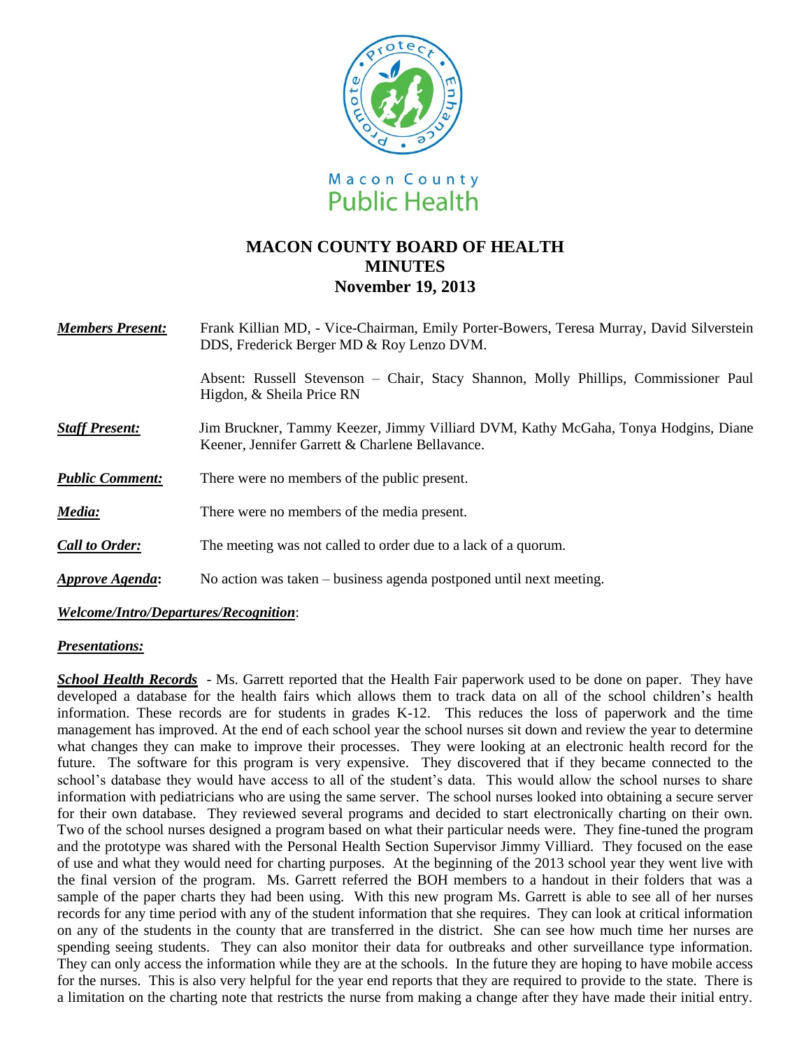Macon County Public Health

# MACON COUNTY BOARD OF HEALTH
# MINUTES
# November 19, 2013

***Members Present:*** Frank Killian MD, - Vice-Chairman, Emily Porter-Bowers, Teresa Murray, David Silverstein DDS, Frederick Berger MD & Roy Lenzo DVM.

Absent: Russell Stevenson – Chair, Stacy Shannon, Molly Phillips, Commissioner Paul Higdon, & Sheila Price RN

***Staff Present:*** Jim Bruckner, Tammy Keezer, Jimmy Villiard DVM, Kathy McGaha, Tonya Hodgins, Diane Keener, Jennifer Garrett & Charlene Bellavance.

***Public Comment:*** There were no members of the public present.

***Media:*** There were no members of the media present.

***Call to Order:*** The meeting was not called to order due to a lack of a quorum.

***Approve Agenda:*** No action was taken – business agenda postponed until next meeting.

***Welcome/Intro/Departures/Recognition***:

***Presentations:***

***School Health Records*** - Ms. Garrett reported that the Health Fair paperwork used to be done on paper. They have developed a database for the health fairs which allows them to track data on all of the school children's health information. These records are for students in grades K-12. This reduces the loss of paperwork and the time management has improved. At the end of each school year the school nurses sit down and review the year to determine what changes they can make to improve their processes. They were looking at an electronic health record for the future. The software for this program is very expensive. They discovered that if they became connected to the school's database they would have access to all of the student's data. This would allow the school nurses to share information with pediatricians who are using the same server. The school nurses looked into obtaining a secure server for their own database. They reviewed several programs and decided to start electronically charting on their own. Two of the school nurses designed a program based on what their particular needs were. They fine-tuned the program and the prototype was shared with the Personal Health Section Supervisor Jimmy Villiard. They focused on the ease of use and what they would need for charting purposes. At the beginning of the 2013 school year they went live with the final version of the program. Ms. Garrett referred the BOH members to a handout in their folders that was a sample of the paper charts they had been using. With this new program Ms. Garrett is able to see all of her nurses records for any time period with any of the student information that she requires. They can look at critical information on any of the students in the county that are transferred in the district. She can see how much time her nurses are spending seeing students. They can also monitor their data for outbreaks and other surveillance type information. They can only access the information while they are at the schools. In the future they are hoping to have mobile access for the nurses. This is also very helpful for the year end reports that they are required to provide to the state. There is a limitation on the charting note that restricts the nurse from making a change after they have made their initial entry.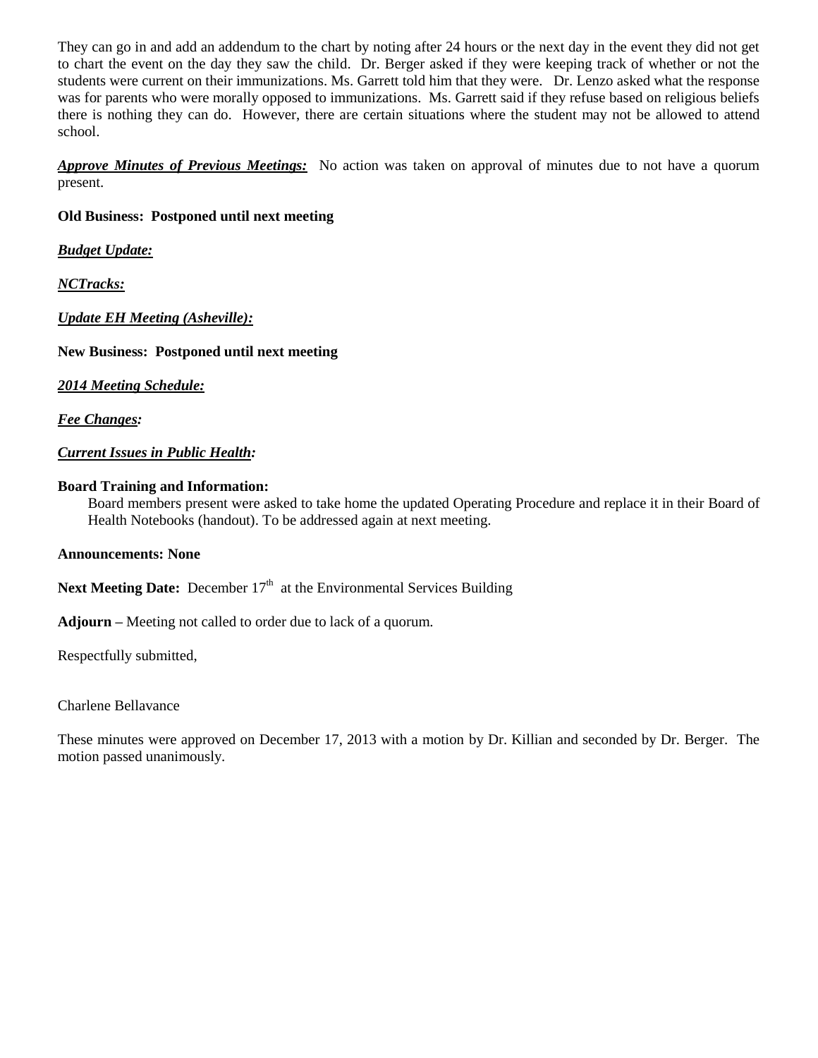They can go in and add an addendum to the chart by noting after 24 hours or the next day in the event they did not get to chart the event on the day they saw the child. Dr. Berger asked if they were keeping track of whether or not the students were current on their immunizations. Ms. Garrett told him that they were. Dr. Lenzo asked what the response was for parents who were morally opposed to immunizations. Ms. Garrett said if they refuse based on religious beliefs there is nothing they can do. However, there are certain situations where the student may not be allowed to attend school.

***Approve Minutes of Previous Meetings:*** No action was taken on approval of minutes due to not have a quorum present.

**Old Business: Postponed until next meeting**

***Budget Update:***

***NCTracks:***

***Update EH Meeting (Asheville):***

**New Business: Postponed until next meeting**

***2014 Meeting Schedule:***

***Fee Changes:***

***Current Issues in Public Health:***

**Board Training and Information:**

Board members present were asked to take home the updated Operating Procedure and replace it in their Board of Health Notebooks (handout). To be addressed again at next meeting.

**Announcements: None**

**Next Meeting Date:** December 17th at the Environmental Services Building

**Adjourn –** Meeting not called to order due to lack of a quorum.

Respectfully submitted,

Charlene Bellavance

These minutes were approved on December 17, 2013 with a motion by Dr. Killian and seconded by Dr. Berger. The motion passed unanimously.